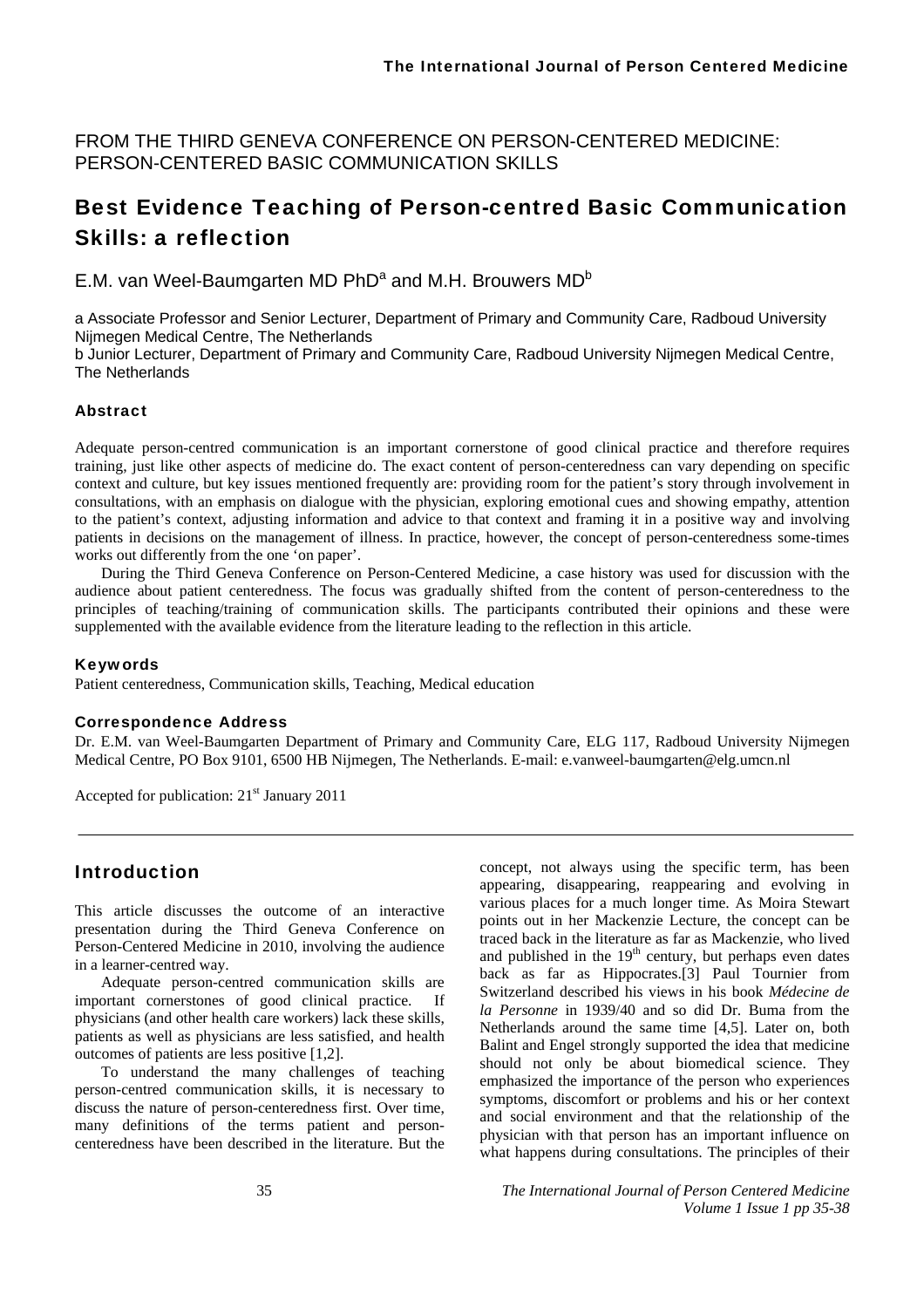FROM THE THIRD GENEVA CONFERENCE ON PERSON-CENTERED MEDICINE: PERSON-CENTERED BASIC COMMUNICATION SKILLS

# Best Evidence Teaching of Person-centred Basic Communication Skills: a reflection

E.M. van Weel-Baumgarten MD PhD[a] and M.H. Brouwers MD[b]

a Associate Professor and Senior Lecturer, Department of Primary and Community Care, Radboud University Nijmegen Medical Centre, The Netherlands

b Junior Lecturer, Department of Primary and Community Care, Radboud University Nijmegen Medical Centre, The Netherlands

### Abstract

Adequate person-centred communication is an important cornerstone of good clinical practice and therefore requires training, just like other aspects of medicine do. The exact content of person-centeredness can vary depending on specific context and culture, but key issues mentioned frequently are: providing room for the patient's story through involvement in consultations, with an emphasis on dialogue with the physician, exploring emotional cues and showing empathy, attention to the patient's context, adjusting information and advice to that context and framing it in a positive way and involving patients in decisions on the management of illness. In practice, however, the concept of person-centeredness some-times works out differently from the one 'on paper'.

During the Third Geneva Conference on Person-Centered Medicine, a case history was used for discussion with the audience about patient centeredness. The focus was gradually shifted from the content of person-centeredness to the principles of teaching/training of communication skills. The participants contributed their opinions and these were supplemented with the available evidence from the literature leading to the reflection in this article.

### Keywords

Patient centeredness, Communication skills, Teaching, Medical education

### Correspondence Address

Dr. E.M. van Weel-Baumgarten Department of Primary and Community Care, ELG 117, Radboud University Nijmegen Medical Centre, PO Box 9101, 6500 HB Nijmegen, The Netherlands. E-mail: e.vanweel-baumgarten@elg.umcn.nl

Accepted for publication: 21st January 2011

## Introduction

This article discusses the outcome of an interactive presentation during the Third Geneva Conference on Person-Centered Medicine in 2010, involving the audience in a learner-centred way.

Adequate person-centred communication skills are important cornerstones of good clinical practice. If physicians (and other health care workers) lack these skills, patients as well as physicians are less satisfied, and health outcomes of patients are less positive [1,2].

To understand the many challenges of teaching person-centred communication skills, it is necessary to discuss the nature of person-centeredness first. Over time, many definitions of the terms patient and person-centeredness have been described in the literature. But the concept, not always using the specific term, has been appearing, disappearing, reappearing and evolving in various places for a much longer time. As Moira Stewart points out in her Mackenzie Lecture, the concept can be traced back in the literature as far as Mackenzie, who lived and published in the 19th century, but perhaps even dates back as far as Hippocrates.[3] Paul Tournier from Switzerland described his views in his book *Médecine de la Personne* in 1939/40 and so did Dr. Buma from the Netherlands around the same time [4,5]. Later on, both Balint and Engel strongly supported the idea that medicine should not only be about biomedical science. They emphasized the importance of the person who experiences symptoms, discomfort or problems and his or her context and social environment and that the relationship of the physician with that person has an important influence on what happens during consultations. The principles of their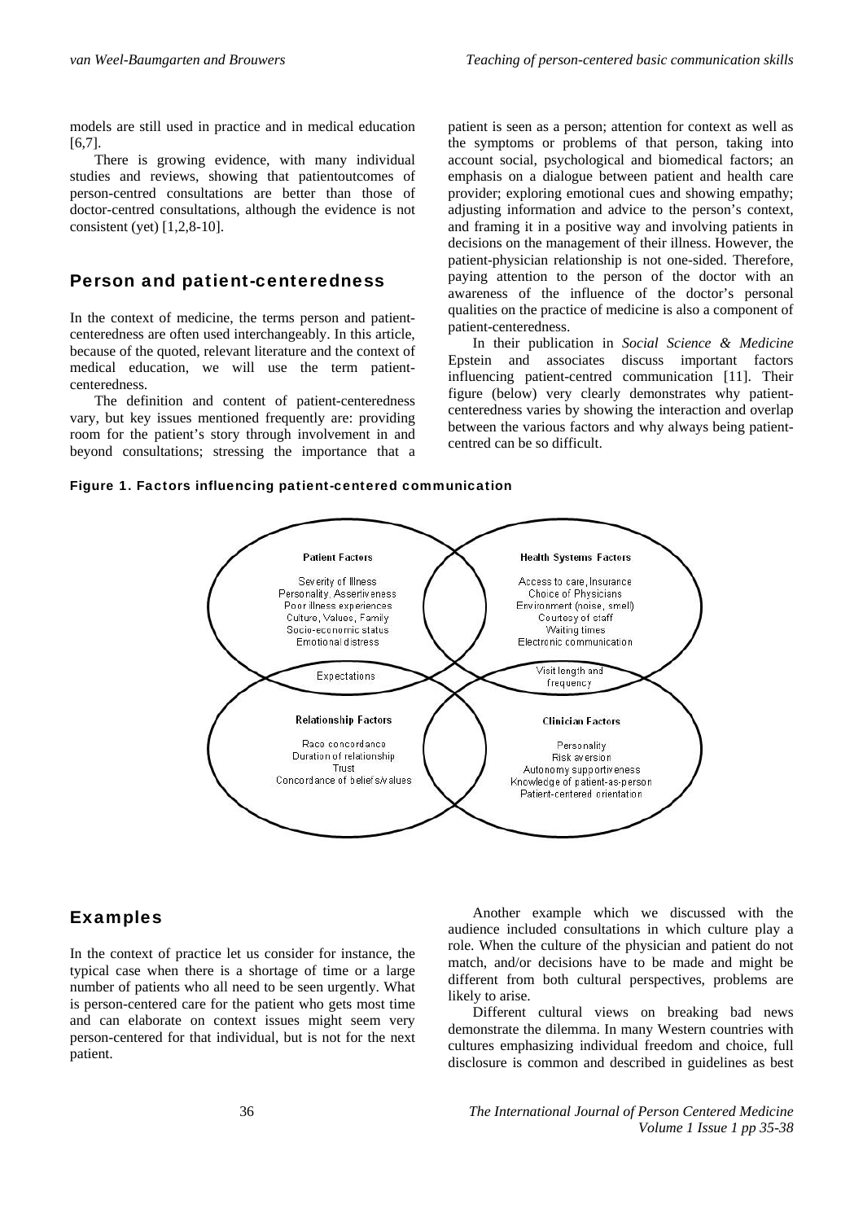models are still used in practice and in medical education [6,7].

There is growing evidence, with many individual studies and reviews, showing that patientoutcomes of person-centred consultations are better than those of doctor-centred consultations, although the evidence is not consistent (yet) [1,2,8-10].

## Person and patient-centeredness

In the context of medicine, the terms person and patient-centeredness are often used interchangeably. In this article, because of the quoted, relevant literature and the context of medical education, we will use the term patient-centeredness.

The definition and content of patient-centeredness vary, but key issues mentioned frequently are: providing room for the patient's story through involvement in and beyond consultations; stressing the importance that a patient is seen as a person; attention for context as well as the symptoms or problems of that person, taking into account social, psychological and biomedical factors; an emphasis on a dialogue between patient and health care provider; exploring emotional cues and showing empathy; adjusting information and advice to the person's context, and framing it in a positive way and involving patients in decisions on the management of their illness. However, the patient-physician relationship is not one-sided. Therefore, paying attention to the person of the doctor with an awareness of the influence of the doctor's personal qualities on the practice of medicine is also a component of patient-centeredness.

In their publication in *Social Science & Medicine* Epstein and associates discuss important factors influencing patient-centred communication [11]. Their figure (below) very clearly demonstrates why patient-centeredness varies by showing the interaction and overlap between the various factors and why always being patient-centred can be so difficult.

**Figure 1. Factors influencing patient-centered communication**

**Patient Factors**
Severity of Illness
Personality, Assertiveness
Poor illness experiences
Culture, Values, Family
Socio-economic status
Emotional distress

**Health Systems Factors**
Access to care, Insurance
Choice of Physicians
Environment (noise, smell)
Courtesy of staff
Waiting times
Electronic communication

Expectations

Visit length and frequency

**Relationship Factors**
Race concordance
Duration of relationship
Trust
Concordance of beliefs/values

**Clinician Factors**
Personality
Risk aversion
Autonomy supportiveness
Knowledge of patient-as-person
Patient-centered orientation

## Examples

In the context of practice let us consider for instance, the typical case when there is a shortage of time or a large number of patients who all need to be seen urgently. What is person-centered care for the patient who gets most time and can elaborate on context issues might seem very person-centered for that individual, but is not for the next patient.

Another example which we discussed with the audience included consultations in which culture play a role. When the culture of the physician and patient do not match, and/or decisions have to be made and might be different from both cultural perspectives, problems are likely to arise.

Different cultural views on breaking bad news demonstrate the dilemma. In many Western countries with cultures emphasizing individual freedom and choice, full disclosure is common and described in guidelines as best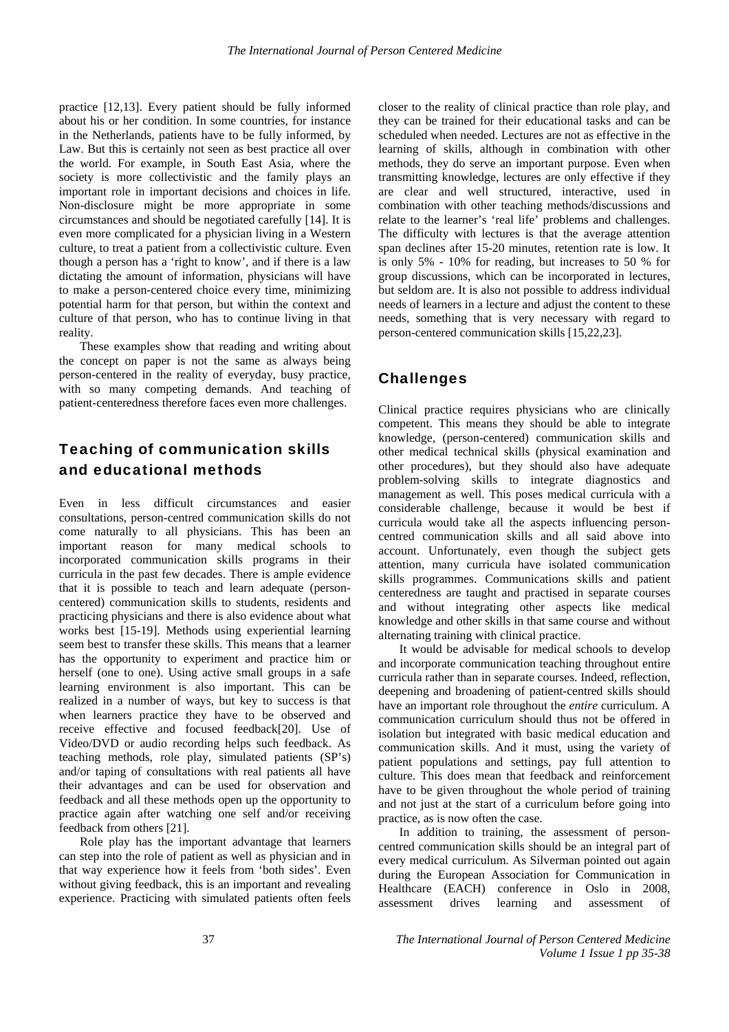practice [12,13]. Every patient should be fully informed about his or her condition. In some countries, for instance in the Netherlands, patients have to be fully informed, by Law. But this is certainly not seen as best practice all over the world. For example, in South East Asia, where the society is more collectivistic and the family plays an important role in important decisions and choices in life. Non-disclosure might be more appropriate in some circumstances and should be negotiated carefully [14]. It is even more complicated for a physician living in a Western culture, to treat a patient from a collectivistic culture. Even though a person has a 'right to know', and if there is a law dictating the amount of information, physicians will have to make a person-centered choice every time, minimizing potential harm for that person, but within the context and culture of that person, who has to continue living in that reality.

These examples show that reading and writing about the concept on paper is not the same as always being person-centered in the reality of everyday, busy practice, with so many competing demands. And teaching of patient-centeredness therefore faces even more challenges.

## Teaching of communication skills and educational methods

Even in less difficult circumstances and easier consultations, person-centred communication skills do not come naturally to all physicians. This has been an important reason for many medical schools to incorporated communication skills programs in their curricula in the past few decades. There is ample evidence that it is possible to teach and learn adequate (person-centered) communication skills to students, residents and practicing physicians and there is also evidence about what works best [15-19]. Methods using experiential learning seem best to transfer these skills. This means that a learner has the opportunity to experiment and practice him or herself (one to one). Using active small groups in a safe learning environment is also important. This can be realized in a number of ways, but key to success is that when learners practice they have to be observed and receive effective and focused feedback[20]. Use of Video/DVD or audio recording helps such feedback. As teaching methods, role play, simulated patients (SP's) and/or taping of consultations with real patients all have their advantages and can be used for observation and feedback and all these methods open up the opportunity to practice again after watching one self and/or receiving feedback from others [21].

Role play has the important advantage that learners can step into the role of patient as well as physician and in that way experience how it feels from 'both sides'. Even without giving feedback, this is an important and revealing experience. Practicing with simulated patients often feels closer to the reality of clinical practice than role play, and they can be trained for their educational tasks and can be scheduled when needed. Lectures are not as effective in the learning of skills, although in combination with other methods, they do serve an important purpose. Even when transmitting knowledge, lectures are only effective if they are clear and well structured, interactive, used in combination with other teaching methods/discussions and relate to the learner's 'real life' problems and challenges. The difficulty with lectures is that the average attention span declines after 15-20 minutes, retention rate is low. It is only 5% - 10% for reading, but increases to 50 % for group discussions, which can be incorporated in lectures, but seldom are. It is also not possible to address individual needs of learners in a lecture and adjust the content to these needs, something that is very necessary with regard to person-centered communication skills [15,22,23].

## Challenges

Clinical practice requires physicians who are clinically competent. This means they should be able to integrate knowledge, (person-centered) communication skills and other medical technical skills (physical examination and other procedures), but they should also have adequate problem-solving skills to integrate diagnostics and management as well. This poses medical curricula with a considerable challenge, because it would be best if curricula would take all the aspects influencing person-centred communication skills and all said above into account. Unfortunately, even though the subject gets attention, many curricula have isolated communication skills programmes. Communications skills and patient centeredness are taught and practised in separate courses and without integrating other aspects like medical knowledge and other skills in that same course and without alternating training with clinical practice.

It would be advisable for medical schools to develop and incorporate communication teaching throughout entire curricula rather than in separate courses. Indeed, reflection, deepening and broadening of patient-centred skills should have an important role throughout the *entire* curriculum. A communication curriculum should thus not be offered in isolation but integrated with basic medical education and communication skills. And it must, using the variety of patient populations and settings, pay full attention to culture. This does mean that feedback and reinforcement have to be given throughout the whole period of training and not just at the start of a curriculum before going into practice, as is now often the case.

In addition to training, the assessment of person-centred communication skills should be an integral part of every medical curriculum. As Silverman pointed out again during the European Association for Communication in Healthcare (EACH) conference in Oslo in 2008, assessment drives learning and assessment of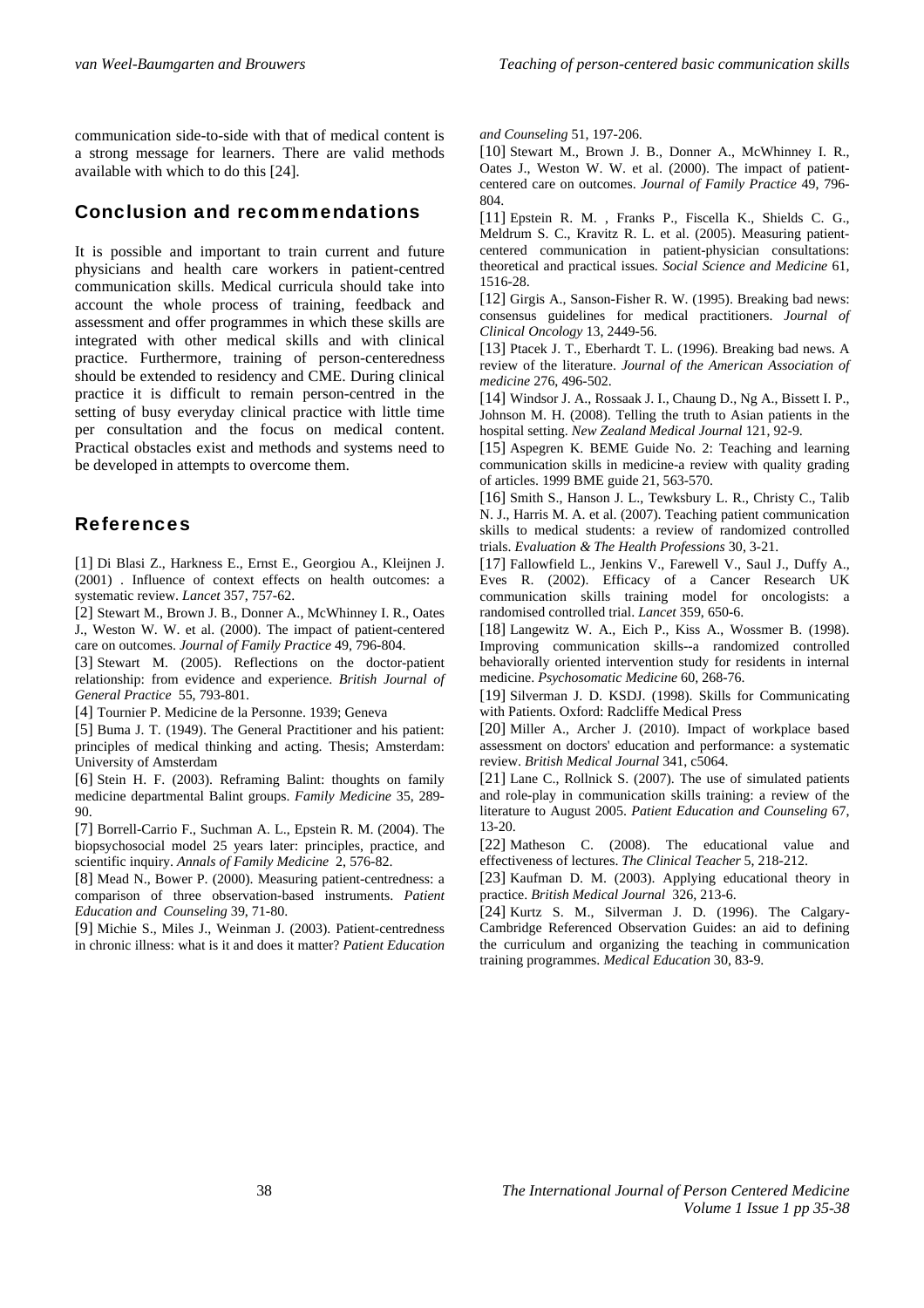communication side-to-side with that of medical content is a strong message for learners. There are valid methods available with which to do this [24].

## Conclusion and recommendations

It is possible and important to train current and future physicians and health care workers in patient-centred communication skills. Medical curricula should take into account the whole process of training, feedback and assessment and offer programmes in which these skills are integrated with other medical skills and with clinical practice. Furthermore, training of person-centeredness should be extended to residency and CME. During clinical practice it is difficult to remain person-centred in the setting of busy everyday clinical practice with little time per consultation and the focus on medical content. Practical obstacles exist and methods and systems need to be developed in attempts to overcome them.

## References

[1] Di Blasi Z., Harkness E., Ernst E., Georgiou A., Kleijnen J. (2001) . Influence of context effects on health outcomes: a systematic review. *Lancet* 357, 757-62.

[2] Stewart M., Brown J. B., Donner A., McWhinney I. R., Oates J., Weston W. W. et al. (2000). The impact of patient-centered care on outcomes. *Journal of Family Practice* 49, 796-804.

[3] Stewart M. (2005). Reflections on the doctor-patient relationship: from evidence and experience. *British Journal of General Practice* 55, 793-801.

[4] Tournier P. Medicine de la Personne. 1939; Geneva

[5] Buma J. T. (1949). The General Practitioner and his patient: principles of medical thinking and acting. Thesis; Amsterdam: University of Amsterdam

[6] Stein H. F. (2003). Reframing Balint: thoughts on family medicine departmental Balint groups. *Family Medicine* 35, 289-90.

[7] Borrell-Carrio F., Suchman A. L., Epstein R. M. (2004). The biopsychosocial model 25 years later: principles, practice, and scientific inquiry. *Annals of Family Medicine* 2, 576-82.

[8] Mead N., Bower P. (2000). Measuring patient-centredness: a comparison of three observation-based instruments. *Patient Education and Counseling* 39, 71-80.

[9] Michie S., Miles J., Weinman J. (2003). Patient-centredness in chronic illness: what is it and does it matter? *Patient Education and Counseling* 51, 197-206.

[10] Stewart M., Brown J. B., Donner A., McWhinney I. R., Oates J., Weston W. W. et al. (2000). The impact of patient-centered care on outcomes. *Journal of Family Practice* 49, 796-804.

[11] Epstein R. M. , Franks P., Fiscella K., Shields C. G., Meldrum S. C., Kravitz R. L. et al. (2005). Measuring patient-centered communication in patient-physician consultations: theoretical and practical issues. *Social Science and Medicine* 61, 1516-28.

[12] Girgis A., Sanson-Fisher R. W. (1995). Breaking bad news: consensus guidelines for medical practitioners. *Journal of Clinical Oncology* 13, 2449-56.

[13] Ptacek J. T., Eberhardt T. L. (1996). Breaking bad news. A review of the literature. *Journal of the American Association of medicine* 276, 496-502.

[14] Windsor J. A., Rossaak J. I., Chaung D., Ng A., Bissett I. P., Johnson M. H. (2008). Telling the truth to Asian patients in the hospital setting. *New Zealand Medical Journal* 121, 92-9.

[15] Aspegren K. BEME Guide No. 2: Teaching and learning communication skills in medicine-a review with quality grading of articles. 1999 BME guide 21, 563-570.

[16] Smith S., Hanson J. L., Tewksbury L. R., Christy C., Talib N. J., Harris M. A. et al. (2007). Teaching patient communication skills to medical students: a review of randomized controlled trials. *Evaluation & The Health Professions* 30, 3-21.

[17] Fallowfield L., Jenkins V., Farewell V., Saul J., Duffy A., Eves R. (2002). Efficacy of a Cancer Research UK communication skills training model for oncologists: a randomised controlled trial. *Lancet* 359, 650-6.

[18] Langewitz W. A., Eich P., Kiss A., Wossmer B. (1998). Improving communication skills--a randomized controlled behaviorally oriented intervention study for residents in internal medicine. *Psychosomatic Medicine* 60, 268-76.

[19] Silverman J. D. KSDJ. (1998). Skills for Communicating with Patients. Oxford: Radcliffe Medical Press

[20] Miller A., Archer J. (2010). Impact of workplace based assessment on doctors' education and performance: a systematic review. *British Medical Journal* 341, c5064.

[21] Lane C., Rollnick S. (2007). The use of simulated patients and role-play in communication skills training: a review of the literature to August 2005. *Patient Education and Counseling* 67, 13-20.

[22] Matheson C. (2008). The educational value and effectiveness of lectures. *The Clinical Teacher* 5, 218-212.

[23] Kaufman D. M. (2003). Applying educational theory in practice. *British Medical Journal* 326, 213-6.

[24] Kurtz S. M., Silverman J. D. (1996). The Calgary-Cambridge Referenced Observation Guides: an aid to defining the curriculum and organizing the teaching in communication training programmes. *Medical Education* 30, 83-9.